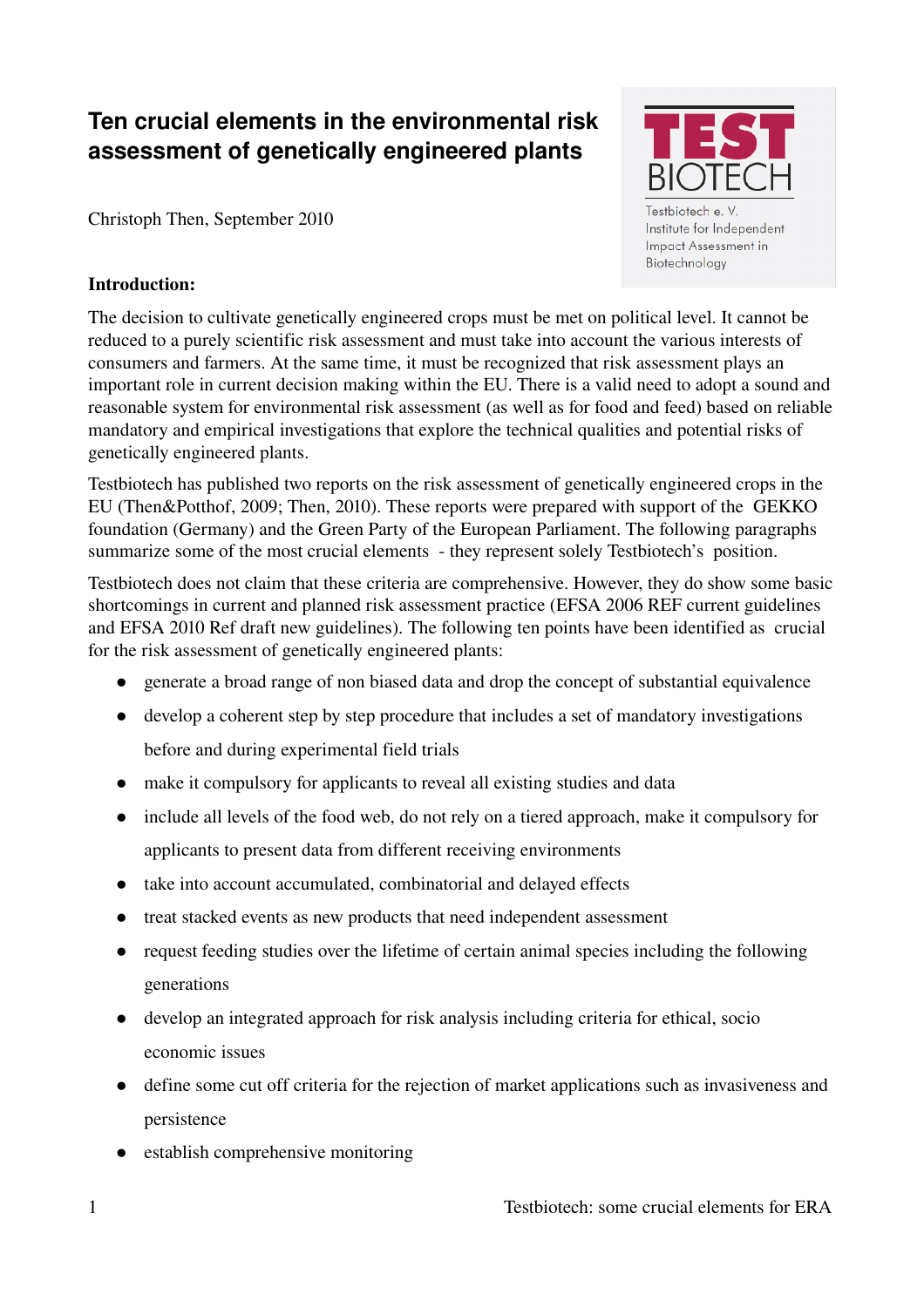# Ten crucial elements in the environmental risk assessment of genetically engineered plants

TEST BIOTECH

Testbiotech e. V.
Institute for Independent Impact Assessment in Biotechnology

Christoph Then, September 2010

**Introduction:**

The decision to cultivate genetically engineered crops must be met on political level. It cannot be reduced to a purely scientific risk assessment and must take into account the various interests of consumers and farmers. At the same time, it must be recognized that risk assessment plays an important role in current decision making within the EU. There is a valid need to adopt a sound and reasonable system for environmental risk assessment (as well as for food and feed) based on reliable mandatory and empirical investigations that explore the technical qualities and potential risks of genetically engineered plants.

Testbiotech has published two reports on the risk assessment of genetically engineered crops in the EU (Then&Potthof, 2009; Then, 2010). These reports were prepared with support of the GEKKO foundation (Germany) and the Green Party of the European Parliament. The following paragraphs summarize some of the most crucial elements - they represent solely Testbiotech's position.

Testbiotech does not claim that these criteria are comprehensive. However, they do show some basic shortcomings in current and planned risk assessment practice (EFSA 2006 REF current guidelines and EFSA 2010 Ref draft new guidelines). The following ten points have been identified as crucial for the risk assessment of genetically engineered plants:

- generate a broad range of non biased data and drop the concept of substantial equivalence
- develop a coherent step by step procedure that includes a set of mandatory investigations before and during experimental field trials
- make it compulsory for applicants to reveal all existing studies and data
- include all levels of the food web, do not rely on a tiered approach, make it compulsory for applicants to present data from different receiving environments
- take into account accumulated, combinatorial and delayed effects
- treat stacked events as new products that need independent assessment
- request feeding studies over the lifetime of certain animal species including the following generations
- develop an integrated approach for risk analysis including criteria for ethical, socio economic issues
- define some cut off criteria for the rejection of market applications such as invasiveness and persistence
- establish comprehensive monitoring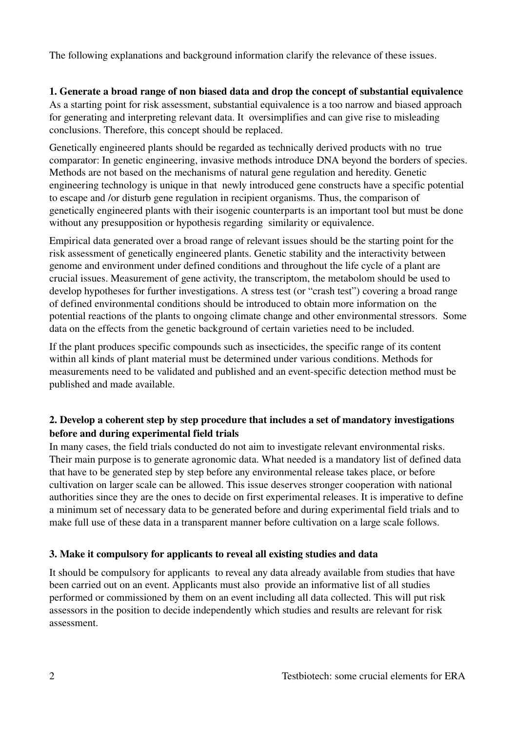The following explanations and background information clarify the relevance of these issues.

**1. Generate a broad range of non biased data and drop the concept of substantial equivalence**

As a starting point for risk assessment, substantial equivalence is a too narrow and biased approach for generating and interpreting relevant data. It oversimplifies and can give rise to misleading conclusions. Therefore, this concept should be replaced.

Genetically engineered plants should be regarded as technically derived products with no true comparator: In genetic engineering, invasive methods introduce DNA beyond the borders of species. Methods are not based on the mechanisms of natural gene regulation and heredity. Genetic engineering technology is unique in that newly introduced gene constructs have a specific potential to escape and /or disturb gene regulation in recipient organisms. Thus, the comparison of genetically engineered plants with their isogenic counterparts is an important tool but must be done without any presupposition or hypothesis regarding similarity or equivalence.

Empirical data generated over a broad range of relevant issues should be the starting point for the risk assessment of genetically engineered plants. Genetic stability and the interactivity between genome and environment under defined conditions and throughout the life cycle of a plant are crucial issues. Measurement of gene activity, the transcriptom, the metabolom should be used to develop hypotheses for further investigations. A stress test (or "crash test") covering a broad range of defined environmental conditions should be introduced to obtain more information on the potential reactions of the plants to ongoing climate change and other environmental stressors. Some data on the effects from the genetic background of certain varieties need to be included.

If the plant produces specific compounds such as insecticides, the specific range of its content within all kinds of plant material must be determined under various conditions. Methods for measurements need to be validated and published and an event-specific detection method must be published and made available.

**2. Develop a coherent step by step procedure that includes a set of mandatory investigations before and during experimental field trials**

In many cases, the field trials conducted do not aim to investigate relevant environmental risks. Their main purpose is to generate agronomic data. What needed is a mandatory list of defined data that have to be generated step by step before any environmental release takes place, or before cultivation on larger scale can be allowed. This issue deserves stronger cooperation with national authorities since they are the ones to decide on first experimental releases. It is imperative to define a minimum set of necessary data to be generated before and during experimental field trials and to make full use of these data in a transparent manner before cultivation on a large scale follows.

**3. Make it compulsory for applicants to reveal all existing studies and data**

It should be compulsory for applicants to reveal any data already available from studies that have been carried out on an event. Applicants must also provide an informative list of all studies performed or commissioned by them on an event including all data collected. This will put risk assessors in the position to decide independently which studies and results are relevant for risk assessment.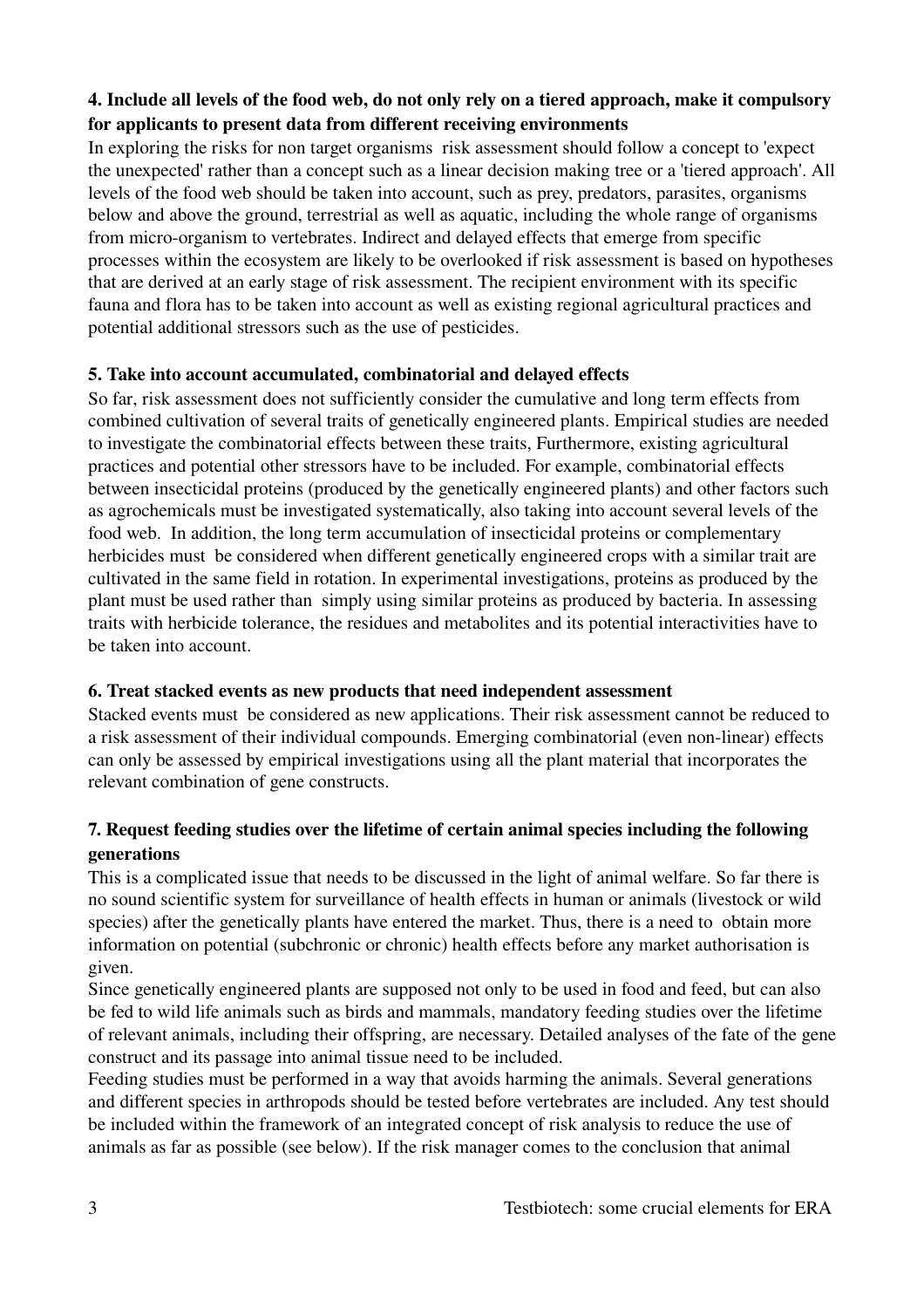**4. Include all levels of the food web, do not only rely on a tiered approach, make it compulsory for applicants to present data from different receiving environments**

In exploring the risks for non target organisms risk assessment should follow a concept to 'expect the unexpected' rather than a concept such as a linear decision making tree or a 'tiered approach'. All levels of the food web should be taken into account, such as prey, predators, parasites, organisms below and above the ground, terrestrial as well as aquatic, including the whole range of organisms from micro-organism to vertebrates. Indirect and delayed effects that emerge from specific processes within the ecosystem are likely to be overlooked if risk assessment is based on hypotheses that are derived at an early stage of risk assessment. The recipient environment with its specific fauna and flora has to be taken into account as well as existing regional agricultural practices and potential additional stressors such as the use of pesticides.

**5. Take into account accumulated, combinatorial and delayed effects**

So far, risk assessment does not sufficiently consider the cumulative and long term effects from combined cultivation of several traits of genetically engineered plants. Empirical studies are needed to investigate the combinatorial effects between these traits, Furthermore, existing agricultural practices and potential other stressors have to be included. For example, combinatorial effects between insecticidal proteins (produced by the genetically engineered plants) and other factors such as agrochemicals must be investigated systematically, also taking into account several levels of the food web. In addition, the long term accumulation of insecticidal proteins or complementary herbicides must be considered when different genetically engineered crops with a similar trait are cultivated in the same field in rotation. In experimental investigations, proteins as produced by the plant must be used rather than simply using similar proteins as produced by bacteria. In assessing traits with herbicide tolerance, the residues and metabolites and its potential interactivities have to be taken into account.

**6. Treat stacked events as new products that need independent assessment**

Stacked events must be considered as new applications. Their risk assessment cannot be reduced to a risk assessment of their individual compounds. Emerging combinatorial (even non-linear) effects can only be assessed by empirical investigations using all the plant material that incorporates the relevant combination of gene constructs.

**7. Request feeding studies over the lifetime of certain animal species including the following generations**

This is a complicated issue that needs to be discussed in the light of animal welfare. So far there is no sound scientific system for surveillance of health effects in human or animals (livestock or wild species) after the genetically plants have entered the market. Thus, there is a need to obtain more information on potential (subchronic or chronic) health effects before any market authorisation is given.

Since genetically engineered plants are supposed not only to be used in food and feed, but can also be fed to wild life animals such as birds and mammals, mandatory feeding studies over the lifetime of relevant animals, including their offspring, are necessary. Detailed analyses of the fate of the gene construct and its passage into animal tissue need to be included.

Feeding studies must be performed in a way that avoids harming the animals. Several generations and different species in arthropods should be tested before vertebrates are included. Any test should be included within the framework of an integrated concept of risk analysis to reduce the use of animals as far as possible (see below). If the risk manager comes to the conclusion that animal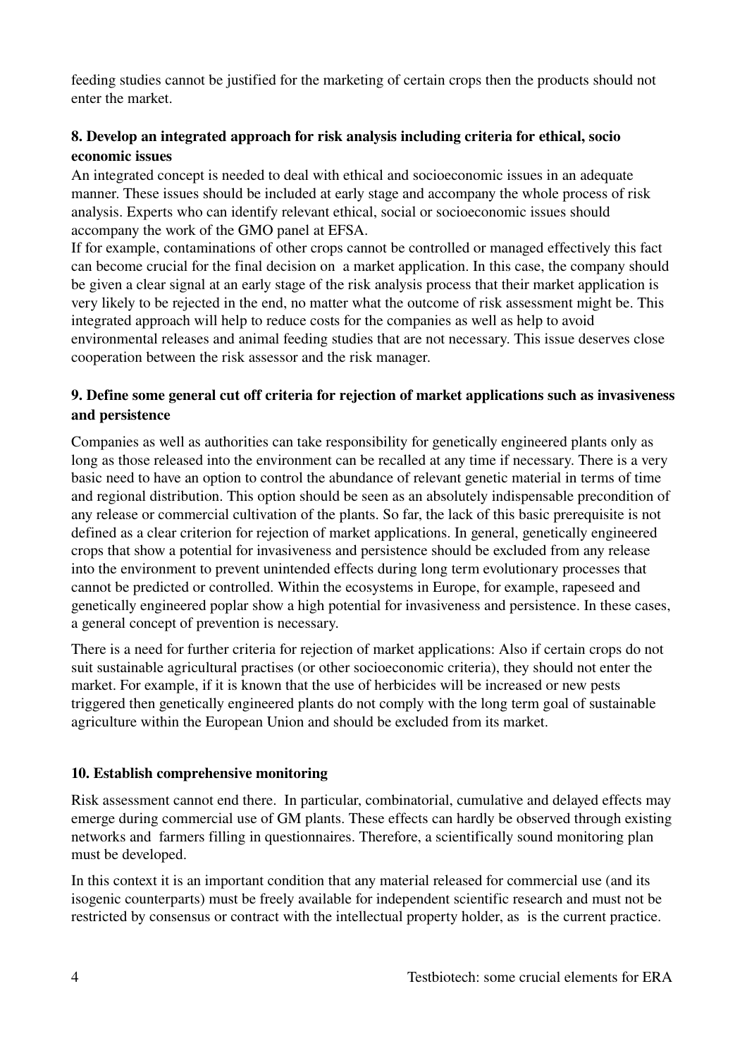feeding studies cannot be justified for the marketing of certain crops then the products should not enter the market.

### 8. Develop an integrated approach for risk analysis including criteria for ethical, socio economic issues

An integrated concept is needed to deal with ethical and socioeconomic issues in an adequate manner. These issues should be included at early stage and accompany the whole process of risk analysis. Experts who can identify relevant ethical, social or socioeconomic issues should accompany the work of the GMO panel at EFSA.

If for example, contaminations of other crops cannot be controlled or managed effectively this fact can become crucial for the final decision on a market application. In this case, the company should be given a clear signal at an early stage of the risk analysis process that their market application is very likely to be rejected in the end, no matter what the outcome of risk assessment might be. This integrated approach will help to reduce costs for the companies as well as help to avoid environmental releases and animal feeding studies that are not necessary. This issue deserves close cooperation between the risk assessor and the risk manager.

### 9. Define some general cut off criteria for rejection of market applications such as invasiveness and persistence

Companies as well as authorities can take responsibility for genetically engineered plants only as long as those released into the environment can be recalled at any time if necessary. There is a very basic need to have an option to control the abundance of relevant genetic material in terms of time and regional distribution. This option should be seen as an absolutely indispensable precondition of any release or commercial cultivation of the plants. So far, the lack of this basic prerequisite is not defined as a clear criterion for rejection of market applications. In general, genetically engineered crops that show a potential for invasiveness and persistence should be excluded from any release into the environment to prevent unintended effects during long term evolutionary processes that cannot be predicted or controlled. Within the ecosystems in Europe, for example, rapeseed and genetically engineered poplar show a high potential for invasiveness and persistence. In these cases, a general concept of prevention is necessary.

There is a need for further criteria for rejection of market applications: Also if certain crops do not suit sustainable agricultural practises (or other socioeconomic criteria), they should not enter the market. For example, if it is known that the use of herbicides will be increased or new pests triggered then genetically engineered plants do not comply with the long term goal of sustainable agriculture within the European Union and should be excluded from its market.

### 10. Establish comprehensive monitoring

Risk assessment cannot end there. In particular, combinatorial, cumulative and delayed effects may emerge during commercial use of GM plants. These effects can hardly be observed through existing networks and farmers filling in questionnaires. Therefore, a scientifically sound monitoring plan must be developed.

In this context it is an important condition that any material released for commercial use (and its isogenic counterparts) must be freely available for independent scientific research and must not be restricted by consensus or contract with the intellectual property holder, as is the current practice.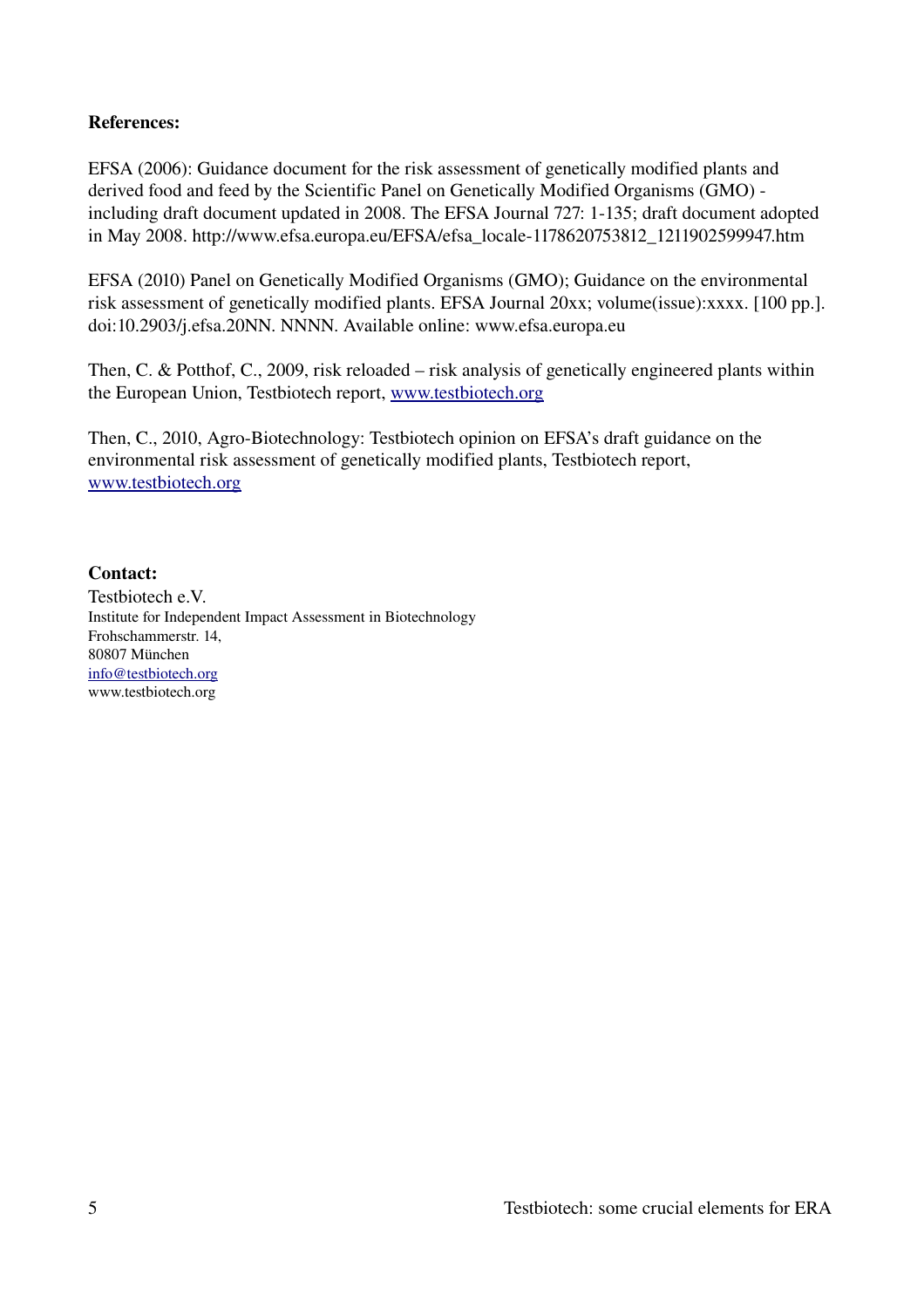**References:**

EFSA (2006): Guidance document for the risk assessment of genetically modified plants and derived food and feed by the Scientific Panel on Genetically Modified Organisms (GMO) - including draft document updated in 2008. The EFSA Journal 727: 1-135; draft document adopted in May 2008. http://www.efsa.europa.eu/EFSA/efsa_locale-1178620753812_1211902599947.htm

EFSA (2010) Panel on Genetically Modified Organisms (GMO); Guidance on the environmental risk assessment of genetically modified plants. EFSA Journal 20xx; volume(issue):xxxx. [100 pp.]. doi:10.2903/j.efsa.20NN. NNNN. Available online: www.efsa.europa.eu

Then, C. & Potthof, C., 2009, risk reloaded – risk analysis of genetically engineered plants within the European Union, Testbiotech report, www.testbiotech.org

Then, C., 2010, Agro-Biotechnology: Testbiotech opinion on EFSA's draft guidance on the environmental risk assessment of genetically modified plants, Testbiotech report, www.testbiotech.org

**Contact:**

Testbiotech e.V.
Institute for Independent Impact Assessment in Biotechnology
Frohschammerstr. 14,
80807 München
info@testbiotech.org
www.testbiotech.org